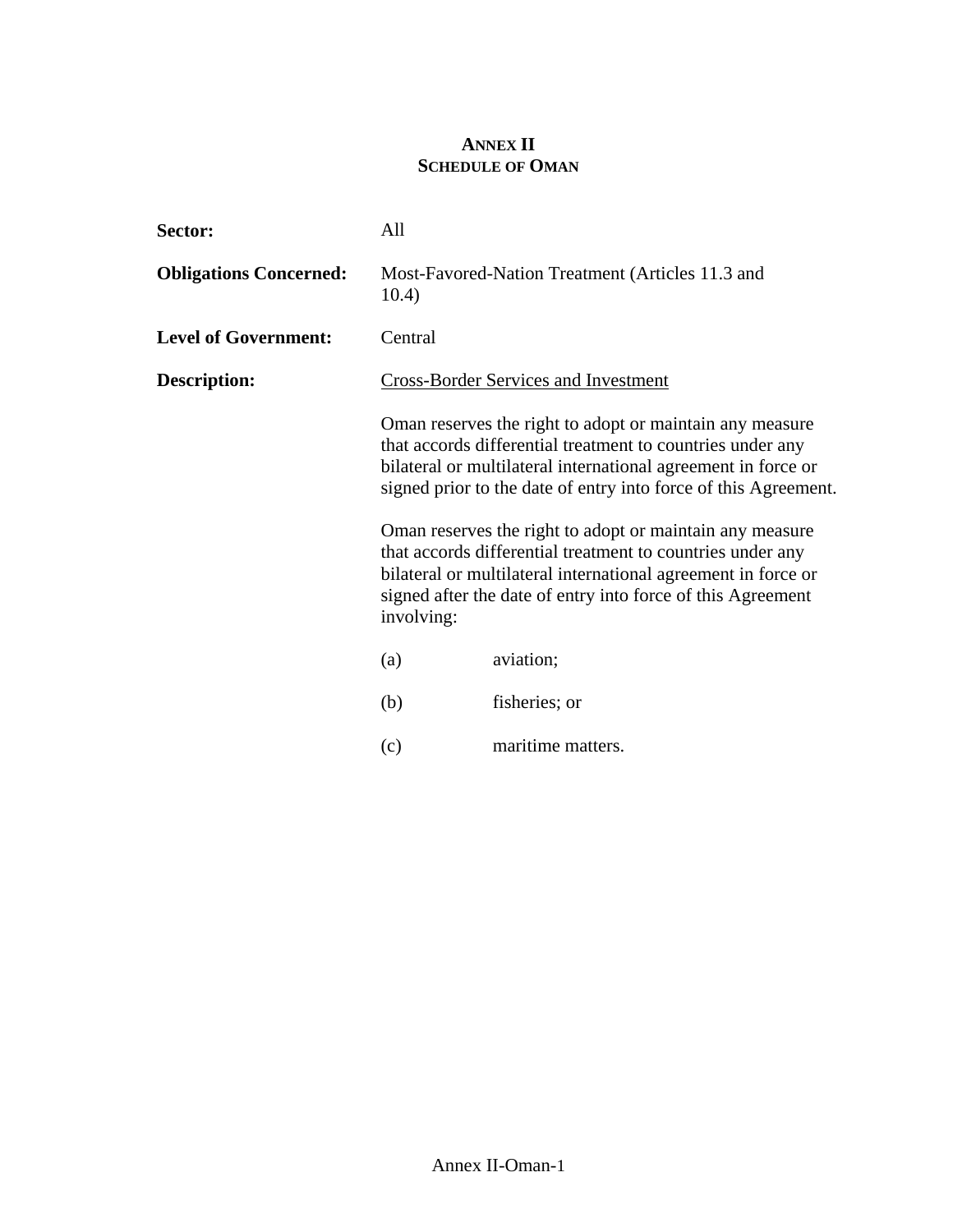# ANNEX II
## SCHEDULE OF OMAN

**Sector:** All

**Obligations Concerned:** Most-Favored-Nation Treatment (Articles 11.3 and 10.4)

**Level of Government:** Central

**Description:** <u>Cross-Border Services and Investment</u>

Oman reserves the right to adopt or maintain any measure that accords differential treatment to countries under any bilateral or multilateral international agreement in force or signed prior to the date of entry into force of this Agreement.

Oman reserves the right to adopt or maintain any measure that accords differential treatment to countries under any bilateral or multilateral international agreement in force or signed after the date of entry into force of this Agreement involving:

(a) aviation;

(b) fisheries; or

(c) maritime matters.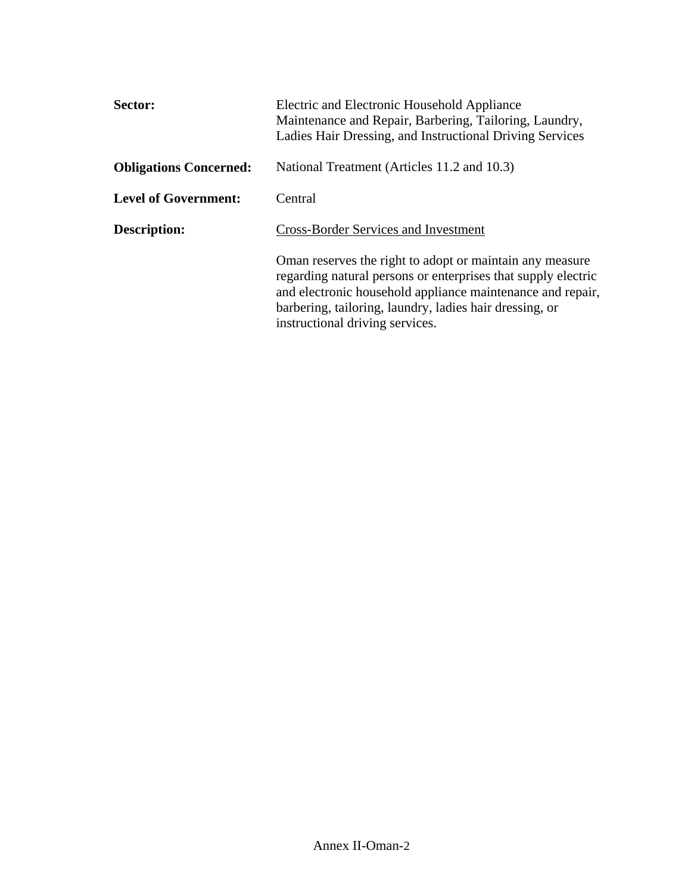**Sector:** Electric and Electronic Household Appliance Maintenance and Repair, Barbering, Tailoring, Laundry, Ladies Hair Dressing, and Instructional Driving Services

**Obligations Concerned:** National Treatment (Articles 11.2 and 10.3)

**Level of Government:** Central

**Description:** Cross-Border Services and Investment

Oman reserves the right to adopt or maintain any measure regarding natural persons or enterprises that supply electric and electronic household appliance maintenance and repair, barbering, tailoring, laundry, ladies hair dressing, or instructional driving services.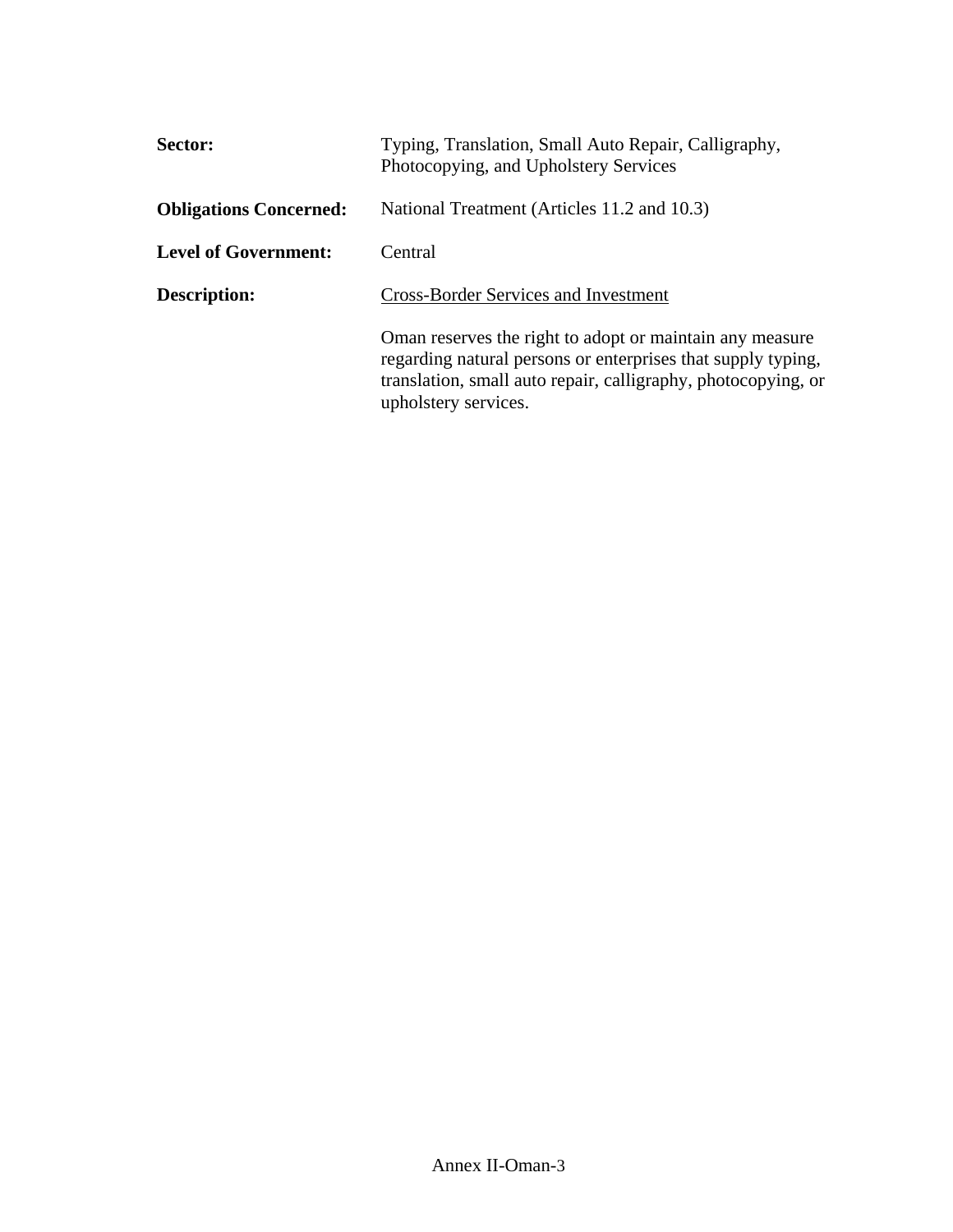**Sector:** Typing, Translation, Small Auto Repair, Calligraphy, Photocopying, and Upholstery Services

**Obligations Concerned:** National Treatment (Articles 11.2 and 10.3)

**Level of Government:** Central

**Description:** Cross-Border Services and Investment

Oman reserves the right to adopt or maintain any measure regarding natural persons or enterprises that supply typing, translation, small auto repair, calligraphy, photocopying, or upholstery services.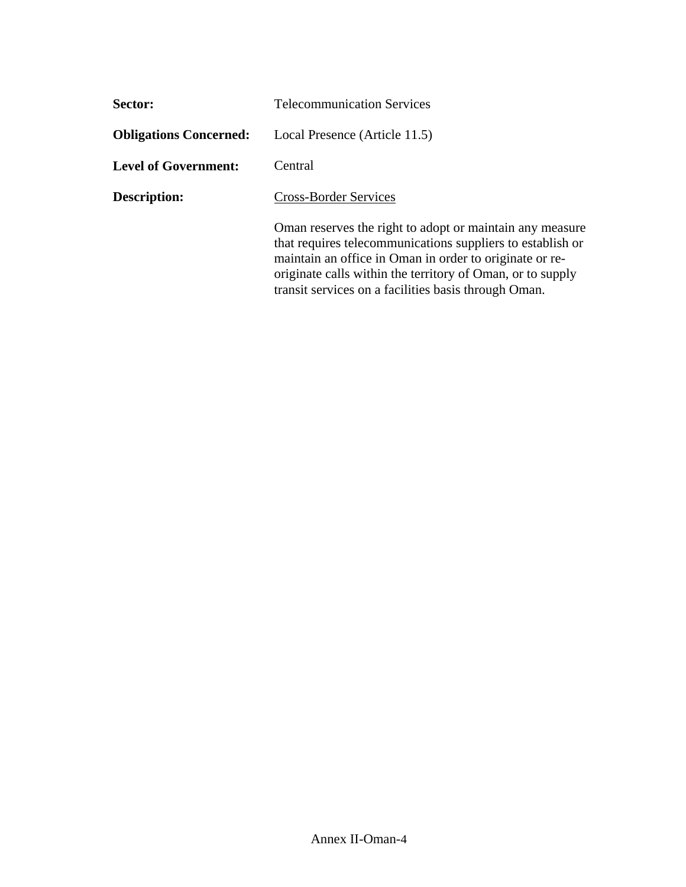**Sector:** Telecommunication Services

**Obligations Concerned:** Local Presence (Article 11.5)

**Level of Government:** Central

**Description:** Cross-Border Services

Oman reserves the right to adopt or maintain any measure that requires telecommunications suppliers to establish or maintain an office in Oman in order to originate or re-originate calls within the territory of Oman, or to supply transit services on a facilities basis through Oman.